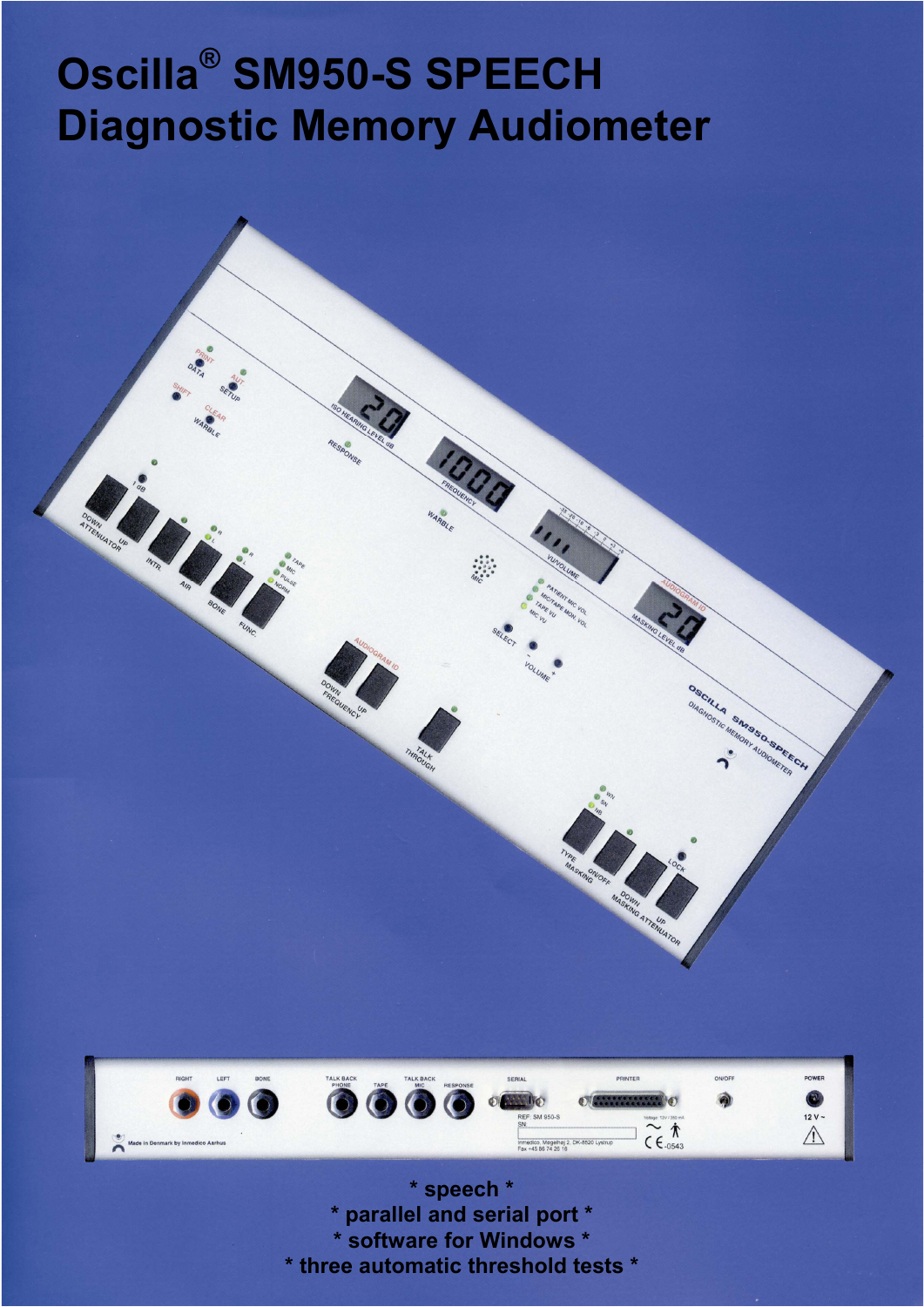# Oscilla® SM950-S SPEECH Diagnostic Memory Audiometer

\* speech \*

\* parallel and serial port \*

\* software for Windows \*

\* three automatic threshold tests \*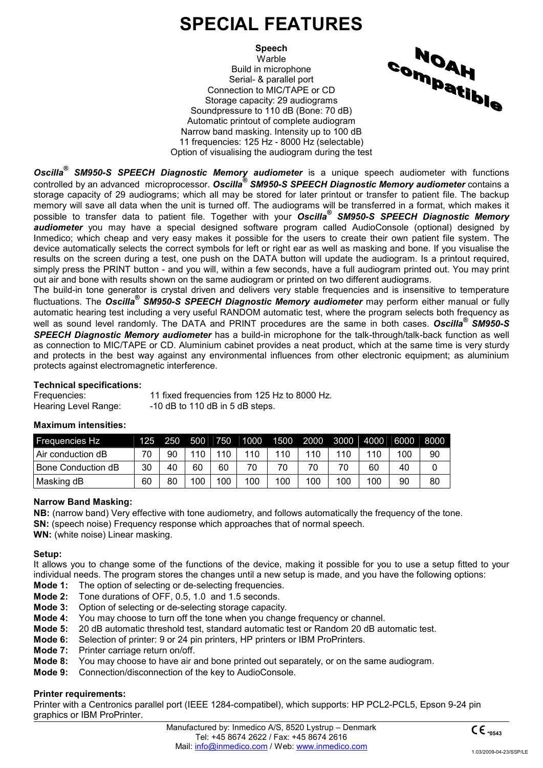# SPECIAL FEATURES

**Speech**
Warble
Build in microphone
Serial- & parallel port
Connection to MIC/TAPE or CD
Storage capacity: 29 audiograms
Soundpressure to 110 dB (Bone: 70 dB)
Automatic printout of complete audiogram
Narrow band masking. Intensity up to 100 dB
11 frequencies: 125 Hz - 8000 Hz (selectable)
Option of visualising the audiogram during the test

NOAH Compatible

***Oscilla® SM950-S SPEECH Diagnostic Memory audiometer*** is a unique speech audiometer with functions controlled by an advanced microprocessor. ***Oscilla® SM950-S SPEECH Diagnostic Memory audiometer*** contains a storage capacity of 29 audiograms; which all may be stored for later printout or transfer to patient file. The backup memory will save all data when the unit is turned off. The audiograms will be transferred in a format, which makes it possible to transfer data to patient file. Together with your ***Oscilla® SM950-S SPEECH Diagnostic Memory audiometer*** you may have a special designed software program called AudioConsole (optional) designed by Inmedico; which cheap and very easy makes it possible for the users to create their own patient file system. The device automatically selects the correct symbols for left or right ear as well as masking and bone. If you visualise the results on the screen during a test, one push on the DATA button will update the audiogram. Is a printout required, simply press the PRINT button - and you will, within a few seconds, have a full audiogram printed out. You may print out air and bone with results shown on the same audiogram or printed on two different audiograms.

The build-in tone generator is crystal driven and delivers very stable frequencies and is insensitive to temperature fluctuations. The ***Oscilla® SM950-S SPEECH Diagnostic Memory audiometer*** may perform either manual or fully automatic hearing test including a very useful RANDOM automatic test, where the program selects both frequency as well as sound level randomly. The DATA and PRINT procedures are the same in both cases. ***Oscilla® SM950-S SPEECH Diagnostic Memory audiometer*** has a build-in microphone for the talk-through/talk-back function as well as connection to MIC/TAPE or CD. Aluminium cabinet provides a neat product, which at the same time is very sturdy and protects in the best way against any environmental influences from other electronic equipment; as aluminium protects against electromagnetic interference.

**Technical specifications:**

Frequencies: 11 fixed frequencies from 125 Hz to 8000 Hz.
Hearing Level Range: -10 dB to 110 dB in 5 dB steps.

**Maximum intensities:**

| Frequencies Hz | 125 | 250 | 500 | 750 | 1000 | 1500 | 2000 | 3000 | 4000 | 6000 | 8000 |
|---|---|---|---|---|---|---|---|---|---|---|---|
| Air conduction dB | 70 | 90 | 110 | 110 | 110 | 110 | 110 | 110 | 110 | 100 | 90 |
| Bone Conduction dB | 30 | 40 | 60 | 60 | 70 | 70 | 70 | 70 | 60 | 40 | 0 |
| Masking dB | 60 | 80 | 100 | 100 | 100 | 100 | 100 | 100 | 100 | 90 | 80 |

**Narrow Band Masking:**

**NB:** (narrow band) Very effective with tone audiometry, and follows automatically the frequency of the tone.
**SN:** (speech noise) Frequency response which approaches that of normal speech.
**WN:** (white noise) Linear masking.

**Setup:**

It allows you to change some of the functions of the device, making it possible for you to use a setup fitted to your individual needs. The program stores the changes until a new setup is made, and you have the following options:

**Mode 1:** The option of selecting or de-selecting frequencies.
**Mode 2:** Tone durations of OFF, 0.5, 1.0 and 1.5 seconds.
**Mode 3:** Option of selecting or de-selecting storage capacity.
**Mode 4:** You may choose to turn off the tone when you change frequency or channel.
**Mode 5:** 20 dB automatic threshold test, standard automatic test or Random 20 dB automatic test.
**Mode 6:** Selection of printer: 9 or 24 pin printers, HP printers or IBM ProPrinters.
**Mode 7:** Printer carriage return on/off.
**Mode 8:** You may choose to have air and bone printed out separately, or on the same audiogram.
**Mode 9:** Connection/disconnection of the key to AudioConsole.

**Printer requirements:**

Printer with a Centronics parallel port (IEEE 1284-compatibel), which supports: HP PCL2-PCL5, Epson 9-24 pin graphics or IBM ProPrinter.

Manufactured by: Inmedico A/S, 8520 Lystrup – Denmark
Tel: +45 8674 2622 / Fax: +45 8674 2616
Mail: info@inmedico.com / Web: www.inmedico.com

CE 0543

1.03/2009-04-23/SSP/LE